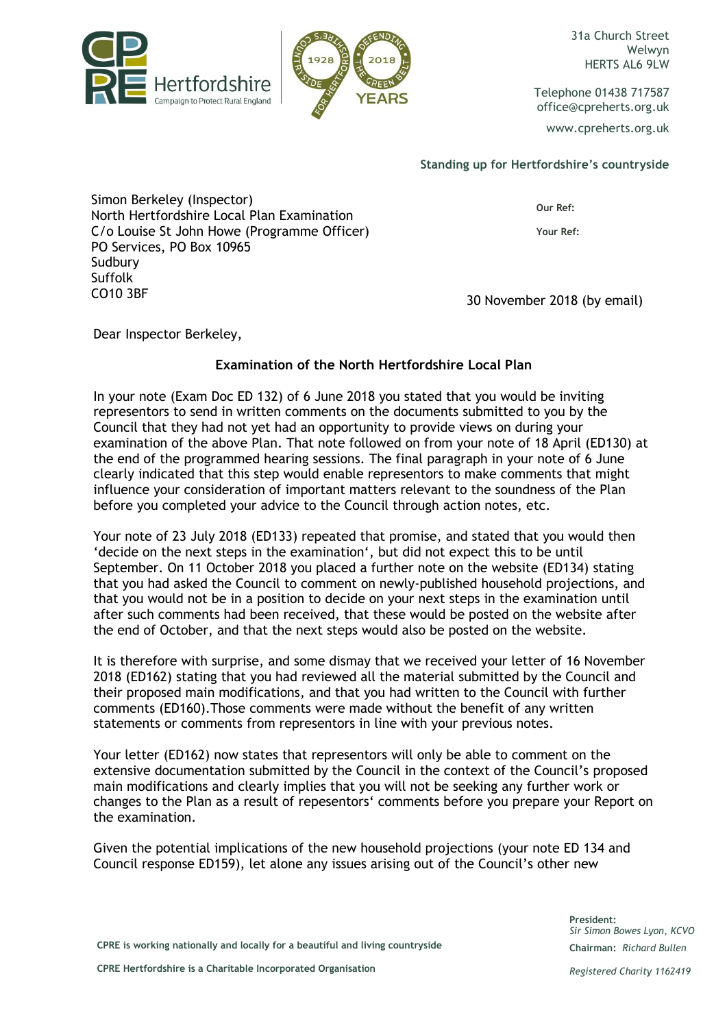CPRE Hertfordshire
Campaign to Protect Rural England

31a Church Street
Welwyn
HERTS AL6 9LW

Telephone 01438 717587
office@cpreherts.org.uk

www.cpreherts.org.uk

**Standing up for Hertfordshire's countryside**

Simon Berkeley (Inspector)
North Hertfordshire Local Plan Examination
C/o Louise St John Howe (Programme Officer)
PO Services, PO Box 10965
Sudbury
Suffolk
CO10 3BF

**Our Ref:**

**Your Ref:**

30 November 2018 (by email)

Dear Inspector Berkeley,

**Examination of the North Hertfordshire Local Plan**

In your note (Exam Doc ED 132) of 6 June 2018 you stated that you would be inviting representors to send in written comments on the documents submitted to you by the Council that they had not yet had an opportunity to provide views on during your examination of the above Plan. That note followed on from your note of 18 April (ED130) at the end of the programmed hearing sessions. The final paragraph in your note of 6 June clearly indicated that this step would enable representors to make comments that might influence your consideration of important matters relevant to the soundness of the Plan before you completed your advice to the Council through action notes, etc.

Your note of 23 July 2018 (ED133) repeated that promise, and stated that you would then 'decide on the next steps in the examination', but did not expect this to be until September. On 11 October 2018 you placed a further note on the website (ED134) stating that you had asked the Council to comment on newly-published household projections, and that you would not be in a position to decide on your next steps in the examination until after such comments had been received, that these would be posted on the website after the end of October, and that the next steps would also be posted on the website.

It is therefore with surprise, and some dismay that we received your letter of 16 November 2018 (ED162) stating that you had reviewed all the material submitted by the Council and their proposed main modifications, and that you had written to the Council with further comments (ED160).Those comments were made without the benefit of any written statements or comments from representors in line with your previous notes.

Your letter (ED162) now states that representors will only be able to comment on the extensive documentation submitted by the Council in the context of the Council's proposed main modifications and clearly implies that you will not be seeking any further work or changes to the Plan as a result of repesentors' comments before you prepare your Report on the examination.

Given the potential implications of the new household projections (your note ED 134 and Council response ED159), let alone any issues arising out of the Council's other new

CPRE is working nationally and locally for a beautiful and living countryside

CPRE Hertfordshire is a Charitable Incorporated Organisation

**President:**
*Sir Simon Bowes Lyon, KCVO*
**Chairman:** *Richard Bullen*

*Registered Charity 1162419*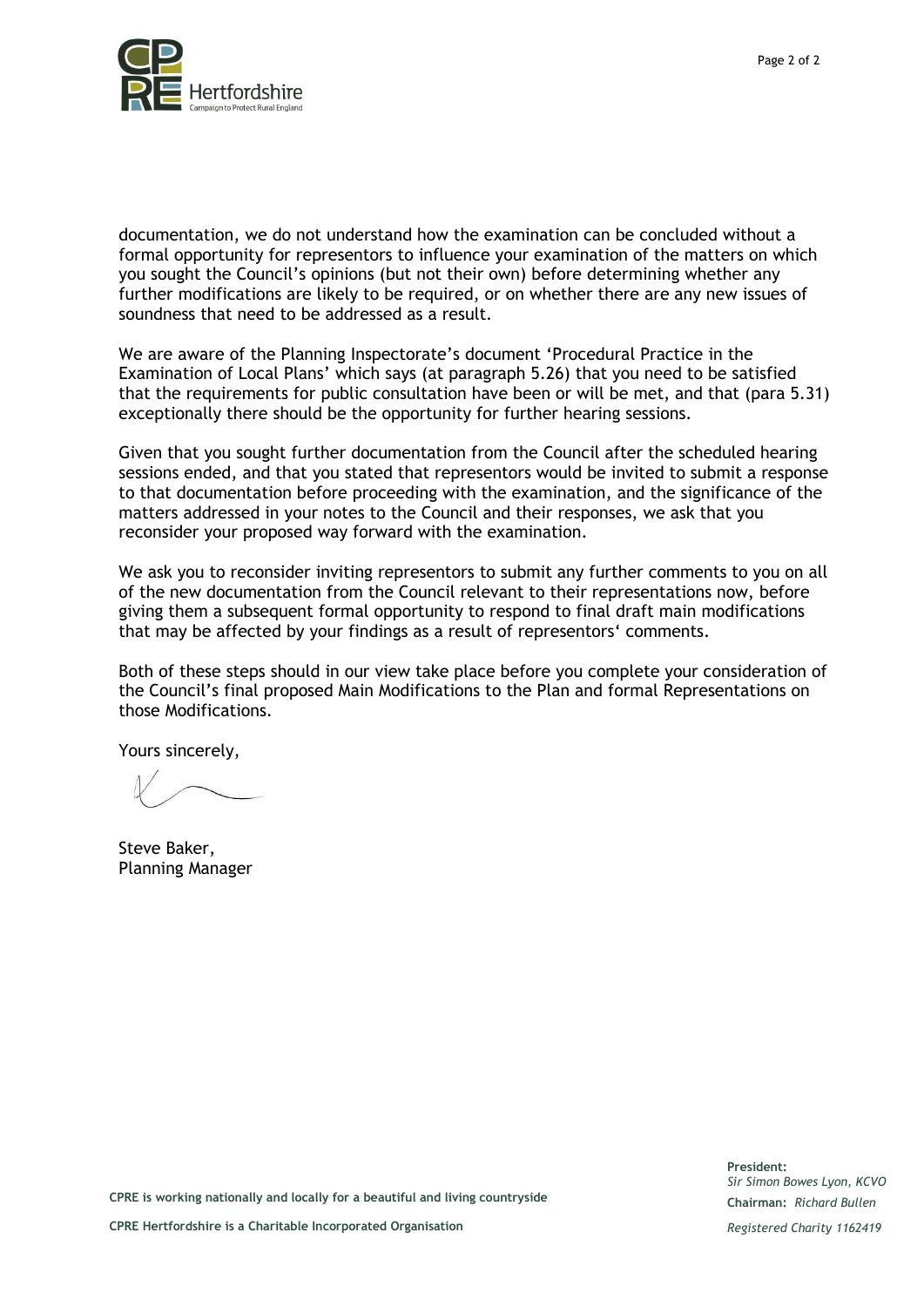documentation, we do not understand how the examination can be concluded without a formal opportunity for representors to influence your examination of the matters on which you sought the Council's opinions (but not their own) before determining whether any further modifications are likely to be required, or on whether there are any new issues of soundness that need to be addressed as a result.

We are aware of the Planning Inspectorate's document 'Procedural Practice in the Examination of Local Plans' which says (at paragraph 5.26) that you need to be satisfied that the requirements for public consultation have been or will be met, and that (para 5.31) exceptionally there should be the opportunity for further hearing sessions.

Given that you sought further documentation from the Council after the scheduled hearing sessions ended, and that you stated that representors would be invited to submit a response to that documentation before proceeding with the examination, and the significance of the matters addressed in your notes to the Council and their responses, we ask that you reconsider your proposed way forward with the examination.

We ask you to reconsider inviting representors to submit any further comments to you on all of the new documentation from the Council relevant to their representations now, before giving them a subsequent formal opportunity to respond to final draft main modifications that may be affected by your findings as a result of representors' comments.

Both of these steps should in our view take place before you complete your consideration of the Council's final proposed Main Modifications to the Plan and formal Representations on those Modifications.

Yours sincerely,

Steve Baker,
Planning Manager

**CPRE is working nationally and locally for a beautiful and living countryside**

**CPRE Hertfordshire is a Charitable Incorporated Organisation**

**President:** *Sir Simon Bowes Lyon, KCVO*
**Chairman:** *Richard Bullen*
*Registered Charity 1162419*